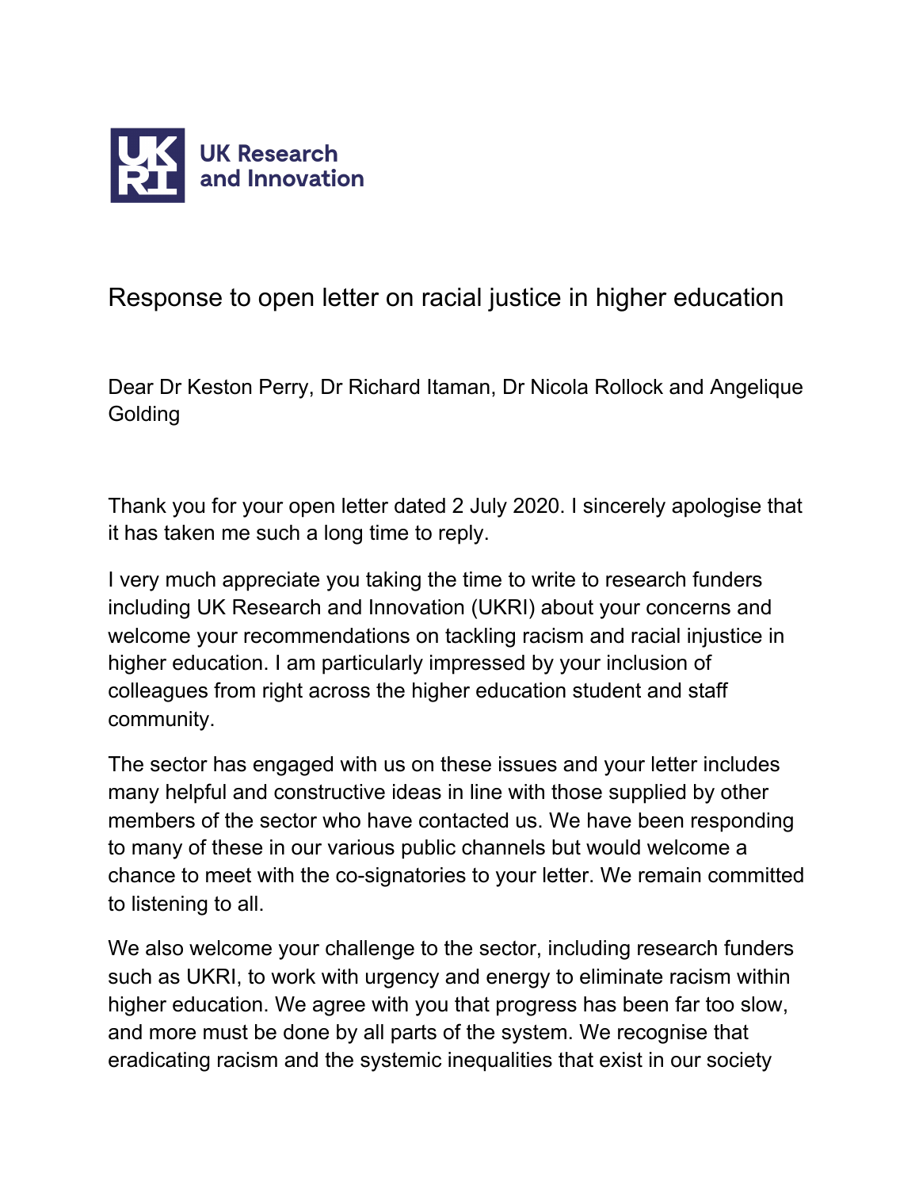UK Research and Innovation

# Response to open letter on racial justice in higher education

Dear Dr Keston Perry, Dr Richard Itaman, Dr Nicola Rollock and Angelique Golding

Thank you for your open letter dated 2 July 2020. I sincerely apologise that it has taken me such a long time to reply.

I very much appreciate you taking the time to write to research funders including UK Research and Innovation (UKRI) about your concerns and welcome your recommendations on tackling racism and racial injustice in higher education. I am particularly impressed by your inclusion of colleagues from right across the higher education student and staff community.

The sector has engaged with us on these issues and your letter includes many helpful and constructive ideas in line with those supplied by other members of the sector who have contacted us. We have been responding to many of these in our various public channels but would welcome a chance to meet with the co-signatories to your letter. We remain committed to listening to all.

We also welcome your challenge to the sector, including research funders such as UKRI, to work with urgency and energy to eliminate racism within higher education. We agree with you that progress has been far too slow, and more must be done by all parts of the system. We recognise that eradicating racism and the systemic inequalities that exist in our society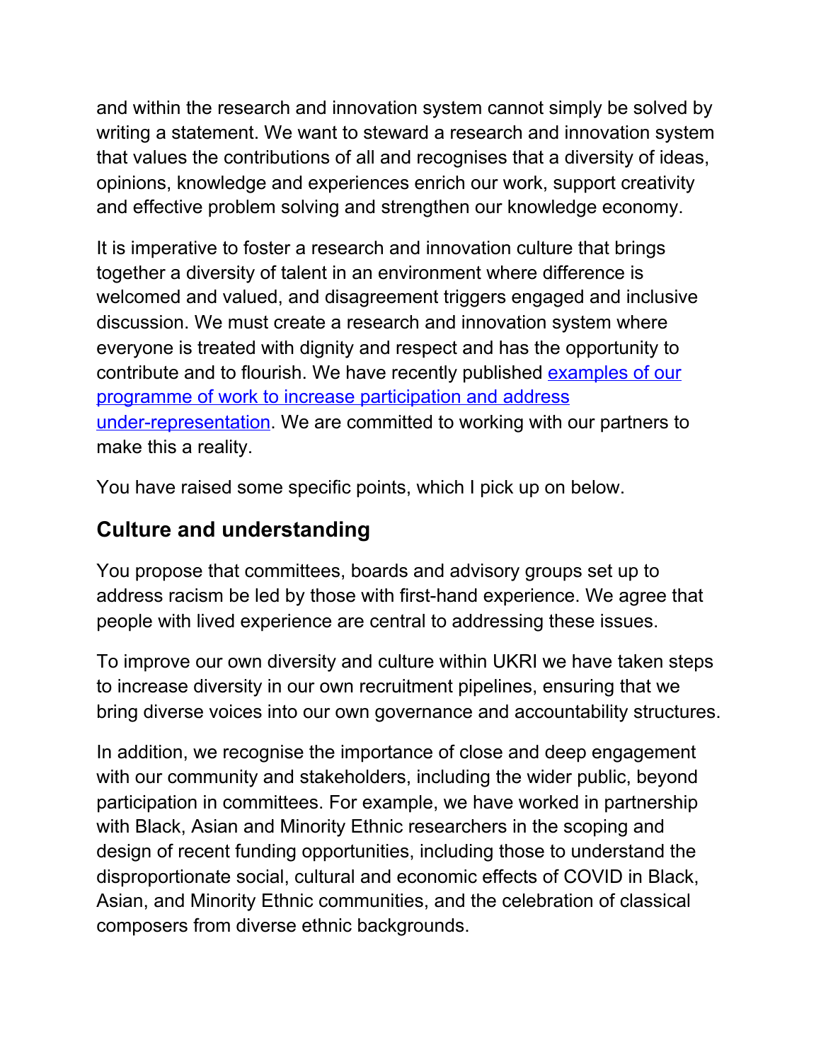and within the research and innovation system cannot simply be solved by writing a statement. We want to steward a research and innovation system that values the contributions of all and recognises that a diversity of ideas, opinions, knowledge and experiences enrich our work, support creativity and effective problem solving and strengthen our knowledge economy.

It is imperative to foster a research and innovation culture that brings together a diversity of talent in an environment where difference is welcomed and valued, and disagreement triggers engaged and inclusive discussion. We must create a research and innovation system where everyone is treated with dignity and respect and has the opportunity to contribute and to flourish. We have recently published examples of our programme of work to increase participation and address under-representation. We are committed to working with our partners to make this a reality.

You have raised some specific points, which I pick up on below.

## Culture and understanding

You propose that committees, boards and advisory groups set up to address racism be led by those with first-hand experience. We agree that people with lived experience are central to addressing these issues.

To improve our own diversity and culture within UKRI we have taken steps to increase diversity in our own recruitment pipelines, ensuring that we bring diverse voices into our own governance and accountability structures.

In addition, we recognise the importance of close and deep engagement with our community and stakeholders, including the wider public, beyond participation in committees. For example, we have worked in partnership with Black, Asian and Minority Ethnic researchers in the scoping and design of recent funding opportunities, including those to understand the disproportionate social, cultural and economic effects of COVID in Black, Asian, and Minority Ethnic communities, and the celebration of classical composers from diverse ethnic backgrounds.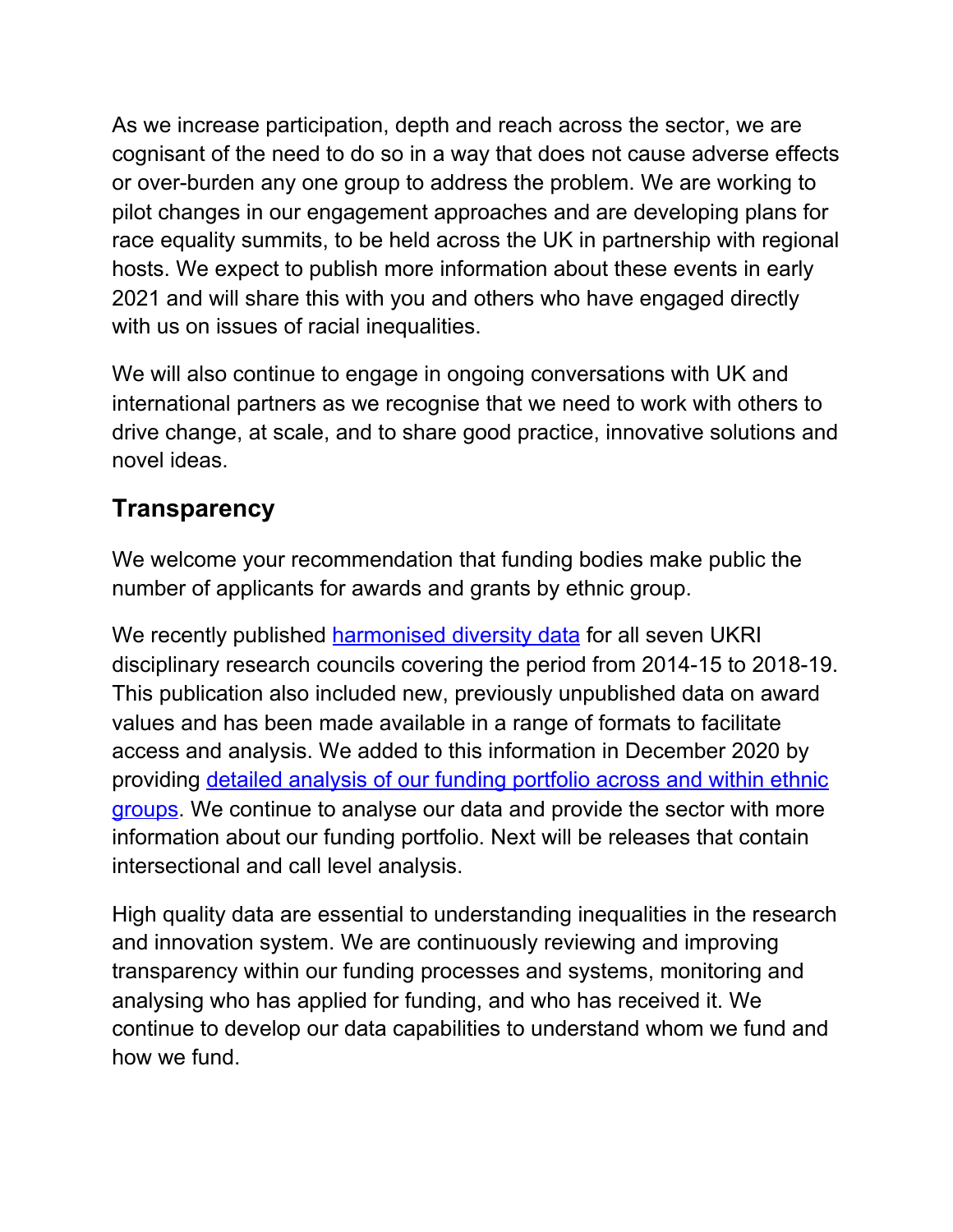As we increase participation, depth and reach across the sector, we are cognisant of the need to do so in a way that does not cause adverse effects or over-burden any one group to address the problem. We are working to pilot changes in our engagement approaches and are developing plans for race equality summits, to be held across the UK in partnership with regional hosts. We expect to publish more information about these events in early 2021 and will share this with you and others who have engaged directly with us on issues of racial inequalities.

We will also continue to engage in ongoing conversations with UK and international partners as we recognise that we need to work with others to drive change, at scale, and to share good practice, innovative solutions and novel ideas.

## Transparency

We welcome your recommendation that funding bodies make public the number of applicants for awards and grants by ethnic group.

We recently published harmonised diversity data for all seven UKRI disciplinary research councils covering the period from 2014-15 to 2018-19. This publication also included new, previously unpublished data on award values and has been made available in a range of formats to facilitate access and analysis. We added to this information in December 2020 by providing detailed analysis of our funding portfolio across and within ethnic groups. We continue to analyse our data and provide the sector with more information about our funding portfolio. Next will be releases that contain intersectional and call level analysis.

High quality data are essential to understanding inequalities in the research and innovation system. We are continuously reviewing and improving transparency within our funding processes and systems, monitoring and analysing who has applied for funding, and who has received it. We continue to develop our data capabilities to understand whom we fund and how we fund.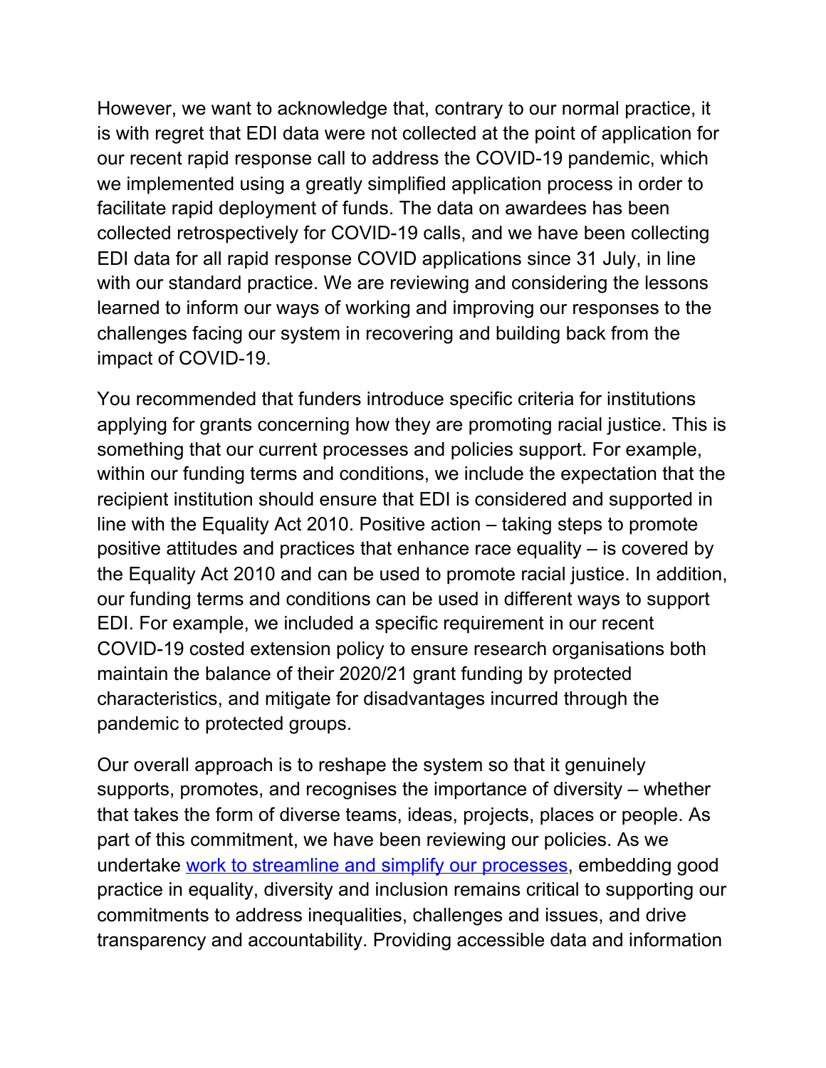However, we want to acknowledge that, contrary to our normal practice, it is with regret that EDI data were not collected at the point of application for our recent rapid response call to address the COVID-19 pandemic, which we implemented using a greatly simplified application process in order to facilitate rapid deployment of funds. The data on awardees has been collected retrospectively for COVID-19 calls, and we have been collecting EDI data for all rapid response COVID applications since 31 July, in line with our standard practice. We are reviewing and considering the lessons learned to inform our ways of working and improving our responses to the challenges facing our system in recovering and building back from the impact of COVID-19.

You recommended that funders introduce specific criteria for institutions applying for grants concerning how they are promoting racial justice. This is something that our current processes and policies support. For example, within our funding terms and conditions, we include the expectation that the recipient institution should ensure that EDI is considered and supported in line with the Equality Act 2010. Positive action – taking steps to promote positive attitudes and practices that enhance race equality – is covered by the Equality Act 2010 and can be used to promote racial justice. In addition, our funding terms and conditions can be used in different ways to support EDI. For example, we included a specific requirement in our recent COVID-19 costed extension policy to ensure research organisations both maintain the balance of their 2020/21 grant funding by protected characteristics, and mitigate for disadvantages incurred through the pandemic to protected groups.

Our overall approach is to reshape the system so that it genuinely supports, promotes, and recognises the importance of diversity – whether that takes the form of diverse teams, ideas, projects, places or people. As part of this commitment, we have been reviewing our policies. As we undertake [work to streamline and simplify our processes](), embedding good practice in equality, diversity and inclusion remains critical to supporting our commitments to address inequalities, challenges and issues, and drive transparency and accountability. Providing accessible data and information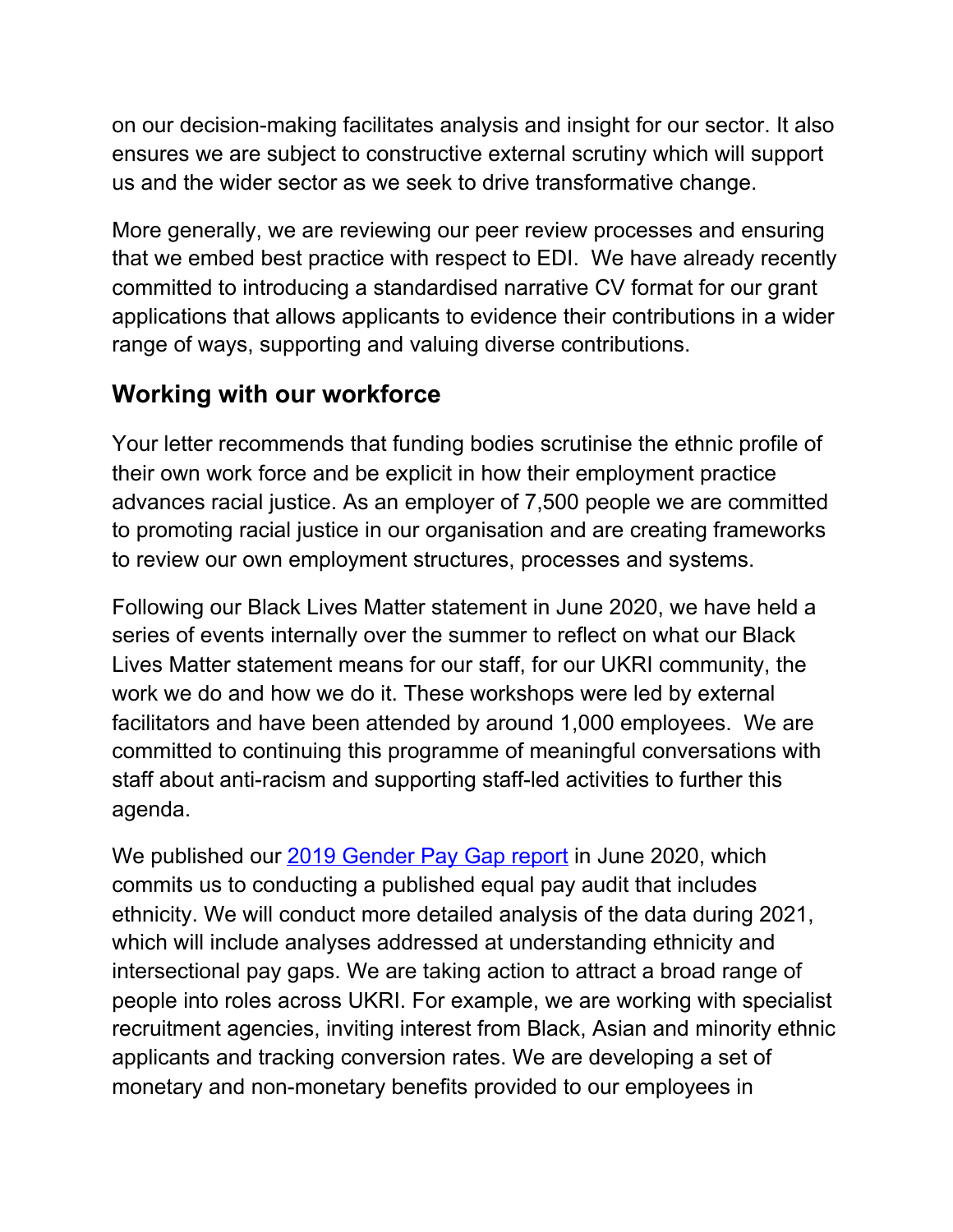on our decision-making facilitates analysis and insight for our sector. It also ensures we are subject to constructive external scrutiny which will support us and the wider sector as we seek to drive transformative change.

More generally, we are reviewing our peer review processes and ensuring that we embed best practice with respect to EDI. We have already recently committed to introducing a standardised narrative CV format for our grant applications that allows applicants to evidence their contributions in a wider range of ways, supporting and valuing diverse contributions.

## Working with our workforce

Your letter recommends that funding bodies scrutinise the ethnic profile of their own work force and be explicit in how their employment practice advances racial justice. As an employer of 7,500 people we are committed to promoting racial justice in our organisation and are creating frameworks to review our own employment structures, processes and systems.

Following our Black Lives Matter statement in June 2020, we have held a series of events internally over the summer to reflect on what our Black Lives Matter statement means for our staff, for our UKRI community, the work we do and how we do it. These workshops were led by external facilitators and have been attended by around 1,000 employees. We are committed to continuing this programme of meaningful conversations with staff about anti-racism and supporting staff-led activities to further this agenda.

We published our [2019 Gender Pay Gap report] in June 2020, which commits us to conducting a published equal pay audit that includes ethnicity. We will conduct more detailed analysis of the data during 2021, which will include analyses addressed at understanding ethnicity and intersectional pay gaps. We are taking action to attract a broad range of people into roles across UKRI. For example, we are working with specialist recruitment agencies, inviting interest from Black, Asian and minority ethnic applicants and tracking conversion rates. We are developing a set of monetary and non-monetary benefits provided to our employees in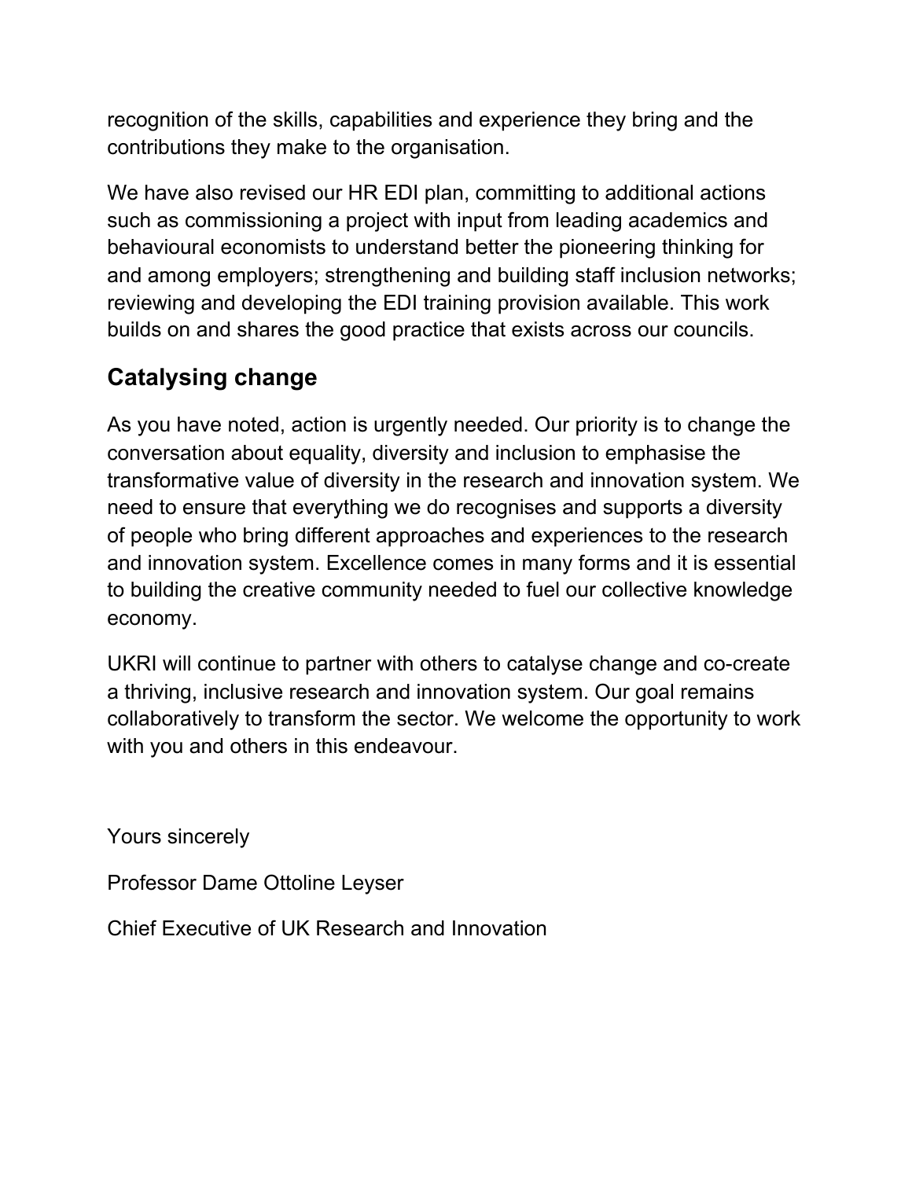recognition of the skills, capabilities and experience they bring and the contributions they make to the organisation.

We have also revised our HR EDI plan, committing to additional actions such as commissioning a project with input from leading academics and behavioural economists to understand better the pioneering thinking for and among employers; strengthening and building staff inclusion networks; reviewing and developing the EDI training provision available. This work builds on and shares the good practice that exists across our councils.

## Catalysing change

As you have noted, action is urgently needed. Our priority is to change the conversation about equality, diversity and inclusion to emphasise the transformative value of diversity in the research and innovation system. We need to ensure that everything we do recognises and supports a diversity of people who bring different approaches and experiences to the research and innovation system. Excellence comes in many forms and it is essential to building the creative community needed to fuel our collective knowledge economy.

UKRI will continue to partner with others to catalyse change and co-create a thriving, inclusive research and innovation system. Our goal remains collaboratively to transform the sector. We welcome the opportunity to work with you and others in this endeavour.

Yours sincerely

Professor Dame Ottoline Leyser

Chief Executive of UK Research and Innovation